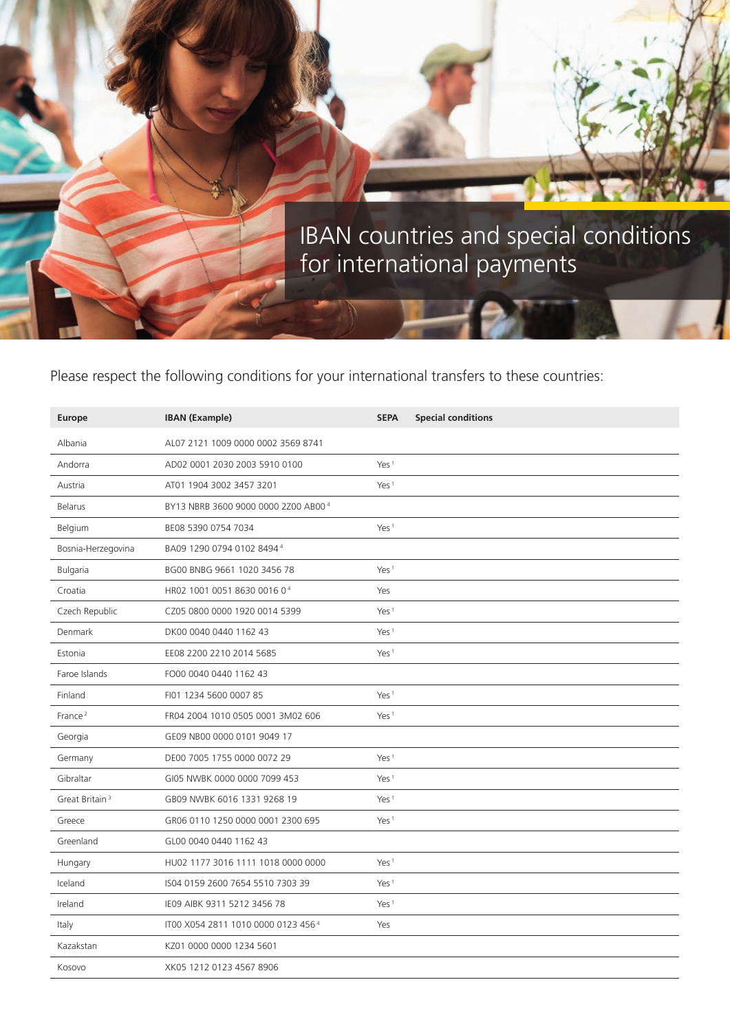# IBAN countries and special conditions for international payments

Please respect the following conditions for your international transfers to these countries:

| Europe | IBAN (Example) | SEPA | Special conditions |
|---|---|---|---|
| Albania | AL07 2121 1009 0000 0002 3569 8741 | | |
| Andorra | AD02 0001 2030 2003 5910 0100 | Yes [1] | |
| Austria | AT01 1904 3002 3457 3201 | Yes [1] | |
| Belarus | BY13 NBRB 3600 9000 0000 2Z00 AB00 [4] | | |
| Belgium | BE08 5390 0754 7034 | Yes [1] | |
| Bosnia-Herzegovina | BA09 1290 0794 0102 8494 [4] | | |
| Bulgaria | BG00 BNBG 9661 1020 3456 78 | Yes [1] | |
| Croatia | HR02 1001 0051 8630 0016 0 [4] | Yes | |
| Czech Republic | CZ05 0800 0000 1920 0014 5399 | Yes [1] | |
| Denmark | DK00 0040 0440 1162 43 | Yes [1] | |
| Estonia | EE08 2200 2210 2014 5685 | Yes [1] | |
| Faroe Islands | FO00 0040 0440 1162 43 | | |
| Finland | FI01 1234 5600 0007 85 | Yes [1] | |
| France [2] | FR04 2004 1010 0505 0001 3M02 606 | Yes [1] | |
| Georgia | GE09 NB00 0000 0101 9049 17 | | |
| Germany | DE00 7005 1755 0000 0072 29 | Yes [1] | |
| Gibraltar | GI05 NWBK 0000 0000 7099 453 | Yes [1] | |
| Great Britain [3] | GB09 NWBK 6016 1331 9268 19 | Yes [1] | |
| Greece | GR06 0110 1250 0000 0001 2300 695 | Yes [1] | |
| Greenland | GL00 0040 0440 1162 43 | | |
| Hungary | HU02 1177 3016 1111 1018 0000 0000 | Yes [1] | |
| Iceland | IS04 0159 2600 7654 5510 7303 39 | Yes [1] | |
| Ireland | IE09 AIBK 9311 5212 3456 78 | Yes [1] | |
| Italy | IT00 X054 2811 1010 0000 0123 456 [4] | Yes | |
| Kazakstan | KZ01 0000 0000 1234 5601 | | |
| Kosovo | XK05 1212 0123 4567 8906 | | |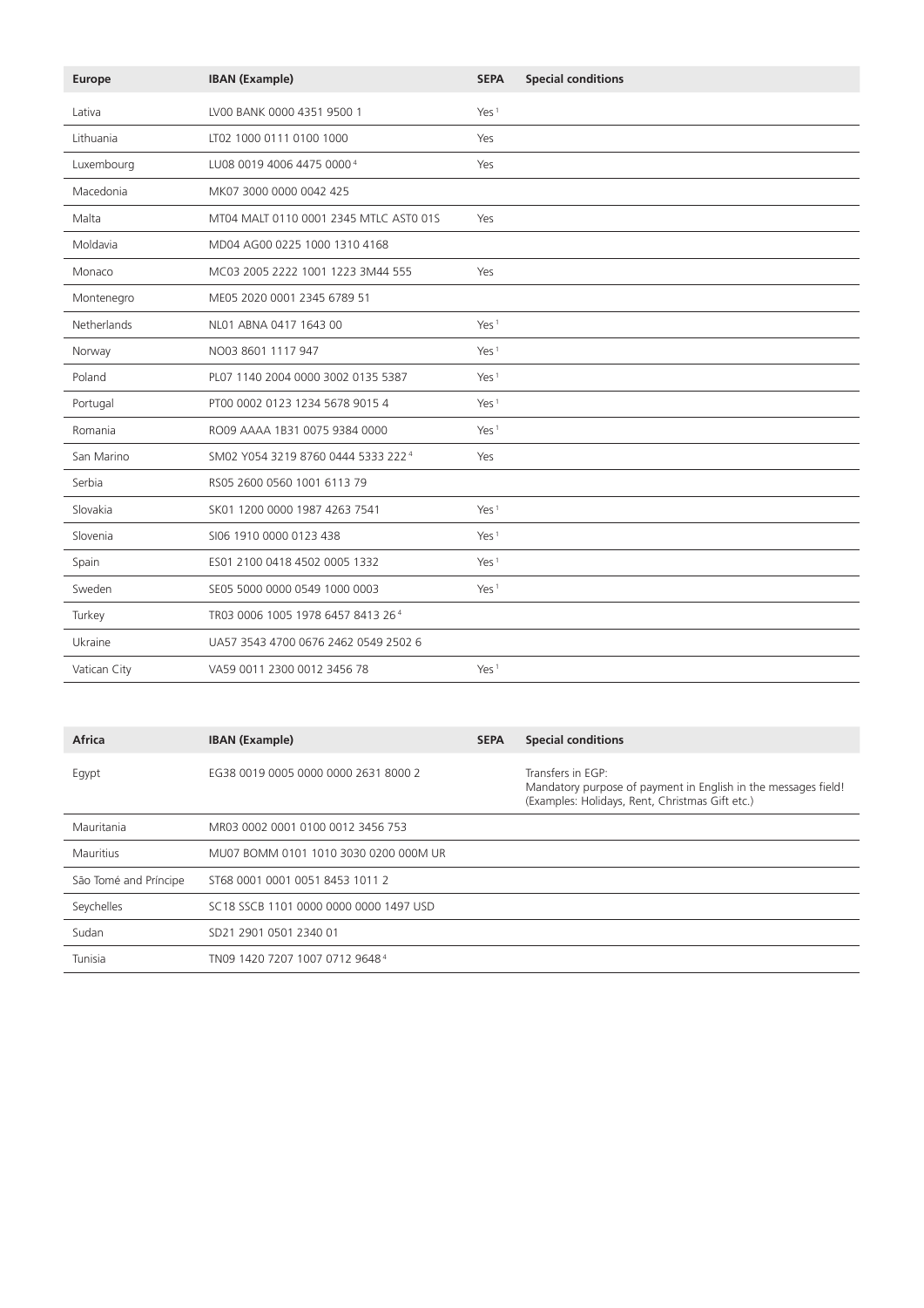| Europe | IBAN (Example) | SEPA | Special conditions |
|---|---|---|---|
| Lativa | LV00 BANK 0000 4351 9500 1 | Yes [1] | |
| Lithuania | LT02 1000 0111 0100 1000 | Yes | |
| Luxembourg | LU08 0019 4006 4475 0000 [4] | Yes | |
| Macedonia | MK07 3000 0000 0042 425 | | |
| Malta | MT04 MALT 0110 0001 2345 MTLC AST0 01S | Yes | |
| Moldavia | MD04 AG00 0225 1000 1310 4168 | | |
| Monaco | MC03 2005 2222 1001 1223 3M44 555 | Yes | |
| Montenegro | ME05 2020 0001 2345 6789 51 | | |
| Netherlands | NL01 ABNA 0417 1643 00 | Yes [1] | |
| Norway | NO03 8601 1117 947 | Yes [1] | |
| Poland | PL07 1140 2004 0000 3002 0135 5387 | Yes [1] | |
| Portugal | PT00 0002 0123 1234 5678 9015 4 | Yes [1] | |
| Romania | RO09 AAAA 1B31 0075 9384 0000 | Yes [1] | |
| San Marino | SM02 Y054 3219 8760 0444 5333 222 [4] | Yes | |
| Serbia | RS05 2600 0560 1001 6113 79 | | |
| Slovakia | SK01 1200 0000 1987 4263 7541 | Yes [1] | |
| Slovenia | SI06 1910 0000 0123 438 | Yes [1] | |
| Spain | ES01 2100 0418 4502 0005 1332 | Yes [1] | |
| Sweden | SE05 5000 0000 0549 1000 0003 | Yes [1] | |
| Turkey | TR03 0006 1005 1978 6457 8413 26 [4] | | |
| Ukraine | UA57 3543 4700 0676 2462 0549 2502 6 | | |
| Vatican City | VA59 0011 2300 0012 3456 78 | Yes [1] | |

| Africa | IBAN (Example) | SEPA | Special conditions |
|---|---|---|---|
| Egypt | EG38 0019 0005 0000 0000 2631 8000 2 | | Transfers in EGP: Mandatory purpose of payment in English in the messages field! (Examples: Holidays, Rent, Christmas Gift etc.) |
| Mauritania | MR03 0002 0001 0100 0012 3456 753 | | |
| Mauritius | MU07 BOMM 0101 1010 3030 0200 000M UR | | |
| São Tomé and Príncipe | ST68 0001 0001 0051 8453 1011 2 | | |
| Seychelles | SC18 SSCB 1101 0000 0000 0000 1497 USD | | |
| Sudan | SD21 2901 0501 2340 01 | | |
| Tunisia | TN09 1420 7207 1007 0712 9648 [4] | | |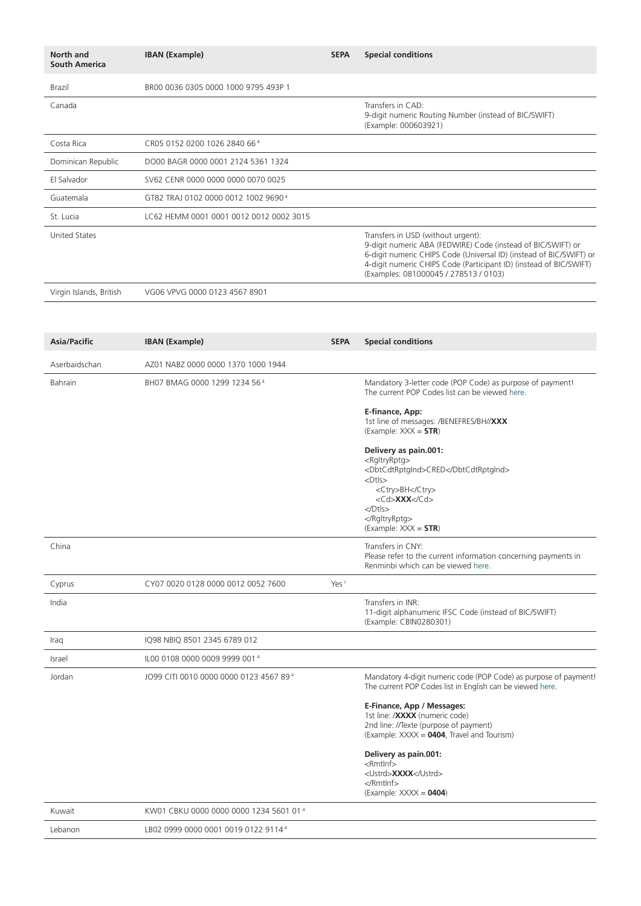| North and South America | IBAN (Example) | SEPA | Special conditions |
| --- | --- | --- | --- |
| Brazil | BR00 0036 0305 0000 1000 9795 493P 1 | | |
| Canada | | | Transfers in CAD:<br>9-digit numeric Routing Number (instead of BIC/SWIFT)<br>(Example: 000603921) |
| Costa Rica | CR05 0152 0200 1026 2840 66 [4] | | |
| Dominican Republic | DO00 BAGR 0000 0001 2124 5361 1324 | | |
| El Salvador | SV62 CENR 0000 0000 0000 0070 0025 | | |
| Guatemala | GT82 TRAJ 0102 0000 0012 1002 9690 [4] | | |
| St. Lucia | LC62 HEMM 0001 0001 0012 0012 0002 3015 | | |
| United States | | | Transfers in USD (without urgent):<br>9-digit numeric ABA (FEDWIRE) Code (instead of BIC/SWIFT) or<br>6-digit numeric CHIPS Code (Universal ID) (instead of BIC/SWIFT) or<br>4-digit numeric CHIPS Code (Participant ID) (instead of BIC/SWIFT)<br>(Examples: 081000045 / 278513 / 0103) |
| Virgin Islands, British | VG06 VPVG 0000 0123 4567 8901 | | |

| Asia/Pacific | IBAN (Example) | SEPA | Special conditions |
| --- | --- | --- | --- |
| Aserbaidschan | AZ01 NABZ 0000 0000 1370 1000 1944 | | |
| Bahrain | BH07 BMAG 0000 1299 1234 56 [4] | | Mandatory 3-letter code (POP Code) as purpose of payment!<br>The current POP Codes list can be viewed here.<br><br>**E-finance, App:**<br>1st line of messages: /BENEFRES/BH//**XXX**<br>(Example: XXX = **STR**)<br><br>**Delivery as pain.001:**<br>&lt;RgltryRptg&gt;<br>&lt;DbtCdtRptgInd&gt;CRED&lt;/DbtCdtRptgInd&gt;<br>&lt;Dtls&gt;<br>&lt;Ctry&gt;BH&lt;/Ctry&gt;<br>&lt;Cd&gt;**XXX**&lt;/Cd&gt;<br>&lt;/Dtls&gt;<br>&lt;/RgltryRptg&gt;<br>(Example: XXX = **STR**) |
| China | | | Transfers in CNY:<br>Please refer to the current information concerning payments in Renminbi which can be viewed here. |
| Cyprus | CY07 0020 0128 0000 0012 0052 7600 | Yes [1] | |
| India | | | Transfers in INR:<br>11-digit alphanumeric IFSC Code (instead of BIC/SWIFT)<br>(Example: CBIN0280301) |
| Iraq | IQ98 NBIQ 8501 2345 6789 012 | | |
| Israel | IL00 0108 0000 0009 9999 001 [4] | | |
| Jordan | JO99 CITI 0010 0000 0000 0123 4567 89 [4] | | Mandatory 4-digit numeric code (POP Code) as purpose of payment!<br>The current POP Codes list in English can be viewed here.<br><br>**E-Finance, App / Messages:**<br>1st line: /**XXXX** (numeric code)<br>2nd line: //Texte (purpose of payment)<br>(Example: XXXX = **0404**, Travel and Tourism)<br><br>**Delivery as pain.001:**<br>&lt;RmtInf&gt;<br>&lt;Ustrd&gt;**XXXX**&lt;/Ustrd&gt;<br>&lt;/RmtInf&gt;<br>(Example: XXXX = **0404**) |
| Kuwait | KW01 CBKU 0000 0000 0000 1234 5601 01 [4] | | |
| Lebanon | LB02 0999 0000 0001 0019 0122 9114 [4] | | |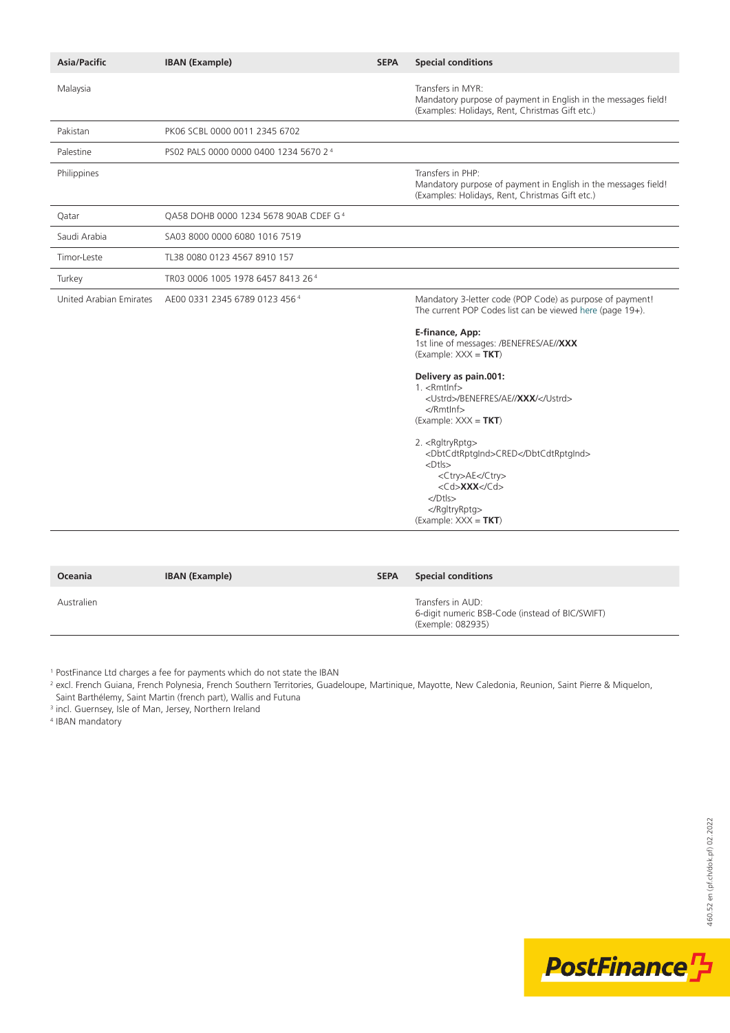| Asia/Pacific | IBAN (Example) | SEPA | Special conditions |
|---|---|---|---|
| Malaysia | | | Transfers in MYR:<br>Mandatory purpose of payment in English in the messages field!<br>(Examples: Holidays, Rent, Christmas Gift etc.) |
| Pakistan | PK06 SCBL 0000 0011 2345 6702 | | |
| Palestine | PS02 PALS 0000 0000 0400 1234 5670 2 [4] | | |
| Philippines | | | Transfers in PHP:<br>Mandatory purpose of payment in English in the messages field!<br>(Examples: Holidays, Rent, Christmas Gift etc.) |
| Qatar | QA58 DOHB 0000 1234 5678 90AB CDEF G [4] | | |
| Saudi Arabia | SA03 8000 0000 6080 1016 7519 | | |
| Timor-Leste | TL38 0080 0123 4567 8910 157 | | |
| Turkey | TR03 0006 1005 1978 6457 8413 26 [4] | | |
| United Arabian Emirates | AE00 0331 2345 6789 0123 456 [4] | | Mandatory 3-letter code (POP Code) as purpose of payment!<br>The current POP Codes list can be viewed here (page 19+).<br><br>**E-finance, App:**<br>1st line of messages: /BENEFRES/AE//**XXX**<br>(Example: XXX = **TKT**)<br><br>**Delivery as pain.001:**<br>1. &lt;RmtInf&gt;<br>&lt;Ustrd&gt;/BENEFRES/AE//**XXX**/&lt;/Ustrd&gt;<br>&lt;/RmtInf&gt;<br>(Example: XXX = **TKT**)<br><br>2. &lt;RgltryRptg&gt;<br>&lt;DbtCdtRptgInd&gt;CRED&lt;/DbtCdtRptgInd&gt;<br>&lt;Dtls&gt;<br>&lt;Ctry&gt;AE&lt;/Ctry&gt;<br>&lt;Cd&gt;**XXX**&lt;/Cd&gt;<br>&lt;/Dtls&gt;<br>&lt;/RgltryRptg&gt;<br>(Example: XXX = **TKT**) |

| Oceania | IBAN (Example) | SEPA | Special conditions |
|---|---|---|---|
| Australien | | | Transfers in AUD:<br>6-digit numeric BSB-Code (instead of BIC/SWIFT)<br>(Exemple: 082935) |

[1] PostFinance Ltd charges a fee for payments which do not state the IBAN

[2] excl. French Guiana, French Polynesia, French Southern Territories, Guadeloupe, Martinique, Mayotte, New Caledonia, Reunion, Saint Pierre & Miquelon, Saint Barthélemy, Saint Martin (french part), Wallis and Futuna

[3] incl. Guernsey, Isle of Man, Jersey, Northern Ireland

[4] IBAN mandatory

460.52 en (pf.ch/dok.pf) 02.2022

PostFinance